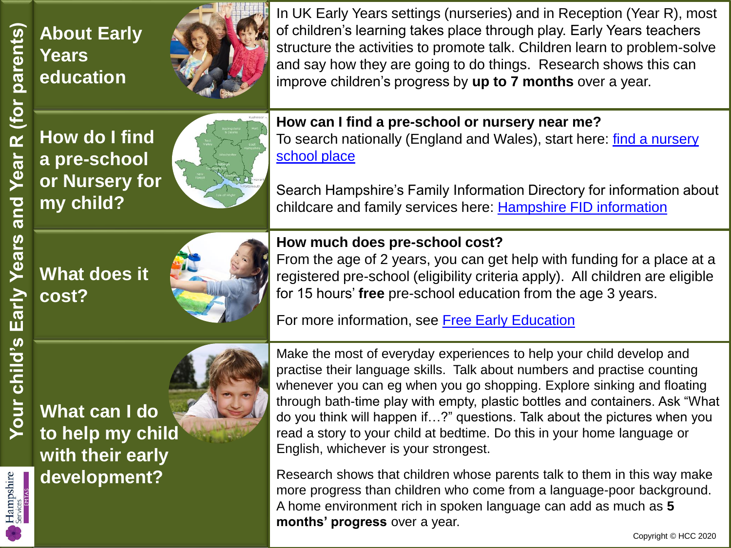# Your child's Early Years and Year R (for parents)

## About Early Years education

In UK Early Years settings (nurseries) and in Reception (Year R), most of children's learning takes place through play. Early Years teachers structure the activities to promote talk. Children learn to problem-solve and say how they are going to do things. Research shows this can improve children's progress by **up to 7 months** over a year.

## How do I find a pre-school or Nursery for my child?

**How can I find a pre-school or nursery near me?**
To search nationally (England and Wales), start here: find a nursery school place

Search Hampshire's Family Information Directory for information about childcare and family services here: Hampshire FID information

## What does it cost?

**How much does pre-school cost?**
From the age of 2 years, you can get help with funding for a place at a registered pre-school (eligibility criteria apply). All children are eligible for 15 hours' **free** pre-school education from the age 3 years.

For more information, see Free Early Education

## What can I do to help my child with their early development?

Make the most of everyday experiences to help your child develop and practise their language skills. Talk about numbers and practise counting whenever you can eg when you go shopping. Explore sinking and floating through bath-time play with empty, plastic bottles and containers. Ask "What do you think will happen if…?" questions. Talk about the pictures when you read a story to your child at bedtime. Do this in your home language or English, whichever is your strongest.

Research shows that children whose parents talk to them in this way make more progress than children who come from a language-poor background. A home environment rich in spoken language can add as much as **5 months' progress** over a year.

Hampshire Services EMTAS

Copyright © HCC 2020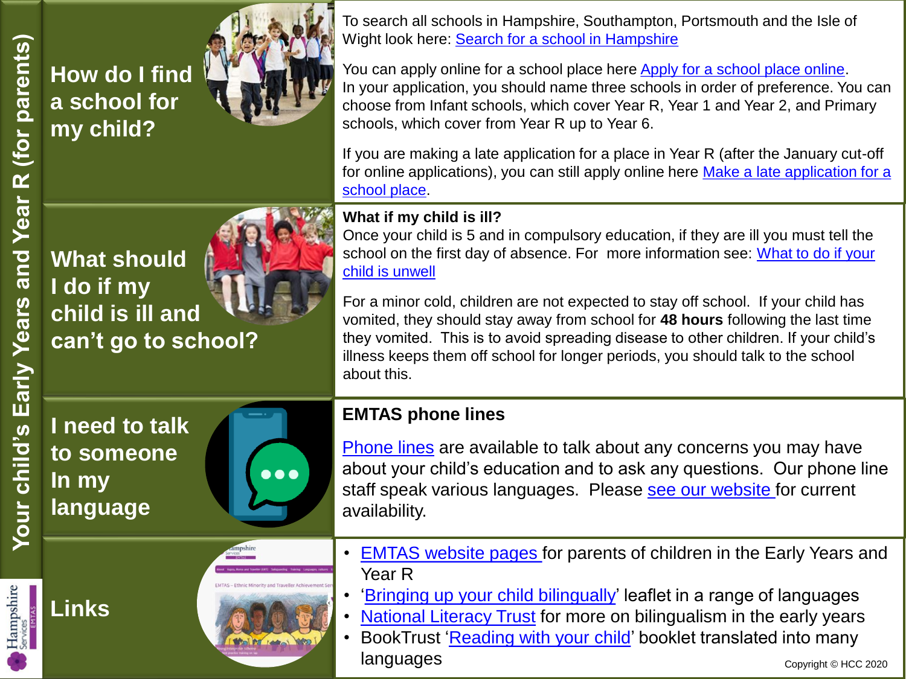# Your child's Early Years and Year R (for parents)

## How do I find a school for my child?

To search all schools in Hampshire, Southampton, Portsmouth and the Isle of Wight look here: Search for a school in Hampshire

You can apply online for a school place here Apply for a school place online. In your application, you should name three schools in order of preference. You can choose from Infant schools, which cover Year R, Year 1 and Year 2, and Primary schools, which cover from Year R up to Year 6.

If you are making a late application for a place in Year R (after the January cut-off for online applications), you can still apply online here Make a late application for a school place.

## What should I do if my child is ill and can't go to school?

**What if my child is ill?**
Once your child is 5 and in compulsory education, if they are ill you must tell the school on the first day of absence. For more information see: What to do if your child is unwell

For a minor cold, children are not expected to stay off school. If your child has vomited, they should stay away from school for **48 hours** following the last time they vomited. This is to avoid spreading disease to other children. If your child's illness keeps them off school for longer periods, you should talk to the school about this.

## I need to talk to someone In my language

**EMTAS phone lines**

Phone lines are available to talk about any concerns you may have about your child's education and to ask any questions. Our phone line staff speak various languages. Please see our website for current availability.

## Links

- EMTAS website pages for parents of children in the Early Years and Year R
- 'Bringing up your child bilingually' leaflet in a range of languages
- National Literacy Trust for more on bilingualism in the early years
- BookTrust 'Reading with your child' booklet translated into many languages

Copyright © HCC 2020